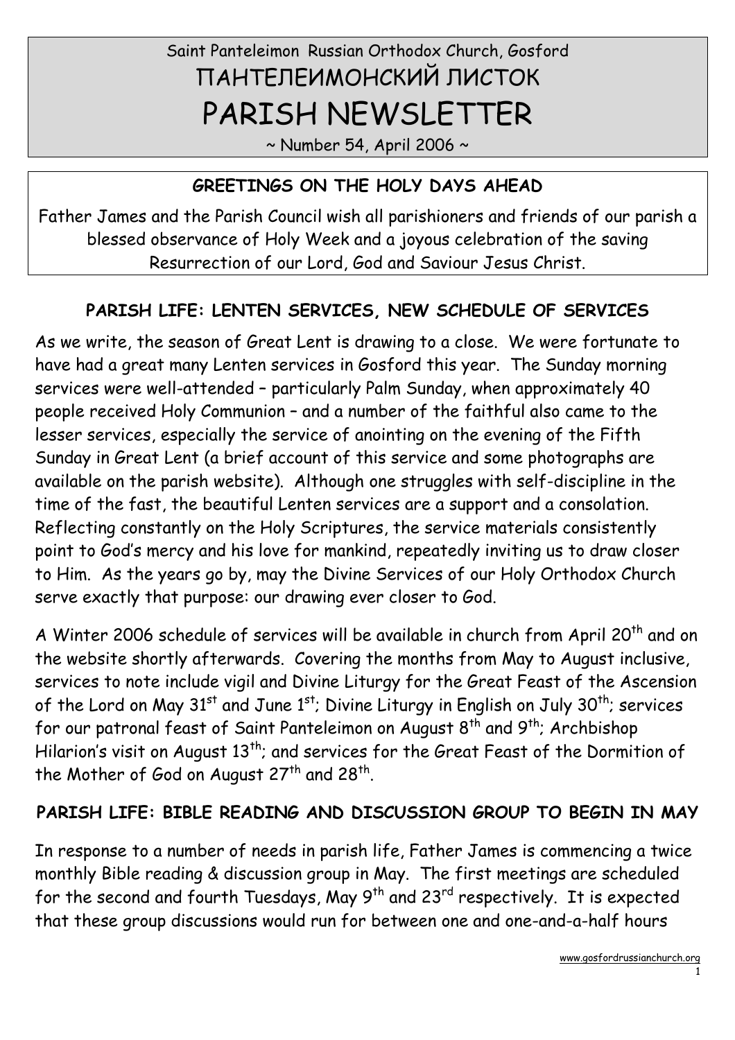Saint Panteleimon Russian Orthodox Church, Gosford

# ПАНТЕЛЕИМОНСКИЙ ЛИСТОК

# PARISH NEWSLETTER

~ Number 54, April 2006 ~

## GREETINGS ON THE HOLY DAYS AHEAD

Father James and the Parish Council wish all parishioners and friends of our parish a blessed observance of Holy Week and a joyous celebration of the saving Resurrection of our Lord, God and Saviour Jesus Christ.

## PARISH LIFE: LENTEN SERVICES, NEW SCHEDULE OF SERVICES

As we write, the season of Great Lent is drawing to a close. We were fortunate to have had a great many Lenten services in Gosford this year. The Sunday morning services were well-attended – particularly Palm Sunday, when approximately 40 people received Holy Communion – and a number of the faithful also came to the lesser services, especially the service of anointing on the evening of the Fifth Sunday in Great Lent (a brief account of this service and some photographs are available on the parish website). Although one struggles with self-discipline in the time of the fast, the beautiful Lenten services are a support and a consolation. Reflecting constantly on the Holy Scriptures, the service materials consistently point to God's mercy and his love for mankind, repeatedly inviting us to draw closer to Him. As the years go by, may the Divine Services of our Holy Orthodox Church serve exactly that purpose: our drawing ever closer to God.

A Winter 2006 schedule of services will be available in church from April 20th and on the website shortly afterwards. Covering the months from May to August inclusive, services to note include vigil and Divine Liturgy for the Great Feast of the Ascension of the Lord on May 31st and June 1st; Divine Liturgy in English on July 30th; services for our patronal feast of Saint Panteleimon on August 8th and 9th; Archbishop Hilarion's visit on August 13th; and services for the Great Feast of the Dormition of the Mother of God on August 27th and 28th.

## PARISH LIFE: BIBLE READING AND DISCUSSION GROUP TO BEGIN IN MAY

In response to a number of needs in parish life, Father James is commencing a twice monthly Bible reading & discussion group in May. The first meetings are scheduled for the second and fourth Tuesdays, May 9th and 23rd respectively. It is expected that these group discussions would run for between one and one-and-a-half hours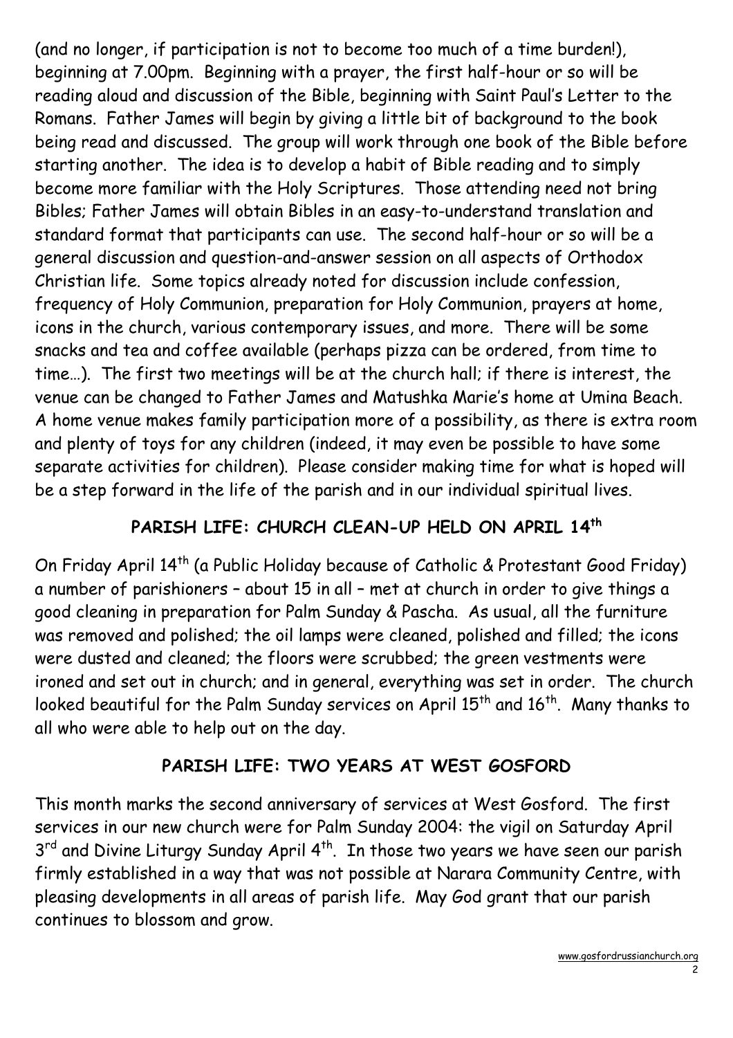(and no longer, if participation is not to become too much of a time burden!), beginning at 7.00pm. Beginning with a prayer, the first half-hour or so will be reading aloud and discussion of the Bible, beginning with Saint Paul's Letter to the Romans. Father James will begin by giving a little bit of background to the book being read and discussed. The group will work through one book of the Bible before starting another. The idea is to develop a habit of Bible reading and to simply become more familiar with the Holy Scriptures. Those attending need not bring Bibles; Father James will obtain Bibles in an easy-to-understand translation and standard format that participants can use. The second half-hour or so will be a general discussion and question-and-answer session on all aspects of Orthodox Christian life. Some topics already noted for discussion include confession, frequency of Holy Communion, preparation for Holy Communion, prayers at home, icons in the church, various contemporary issues, and more. There will be some snacks and tea and coffee available (perhaps pizza can be ordered, from time to time…). The first two meetings will be at the church hall; if there is interest, the venue can be changed to Father James and Matushka Marie's home at Umina Beach. A home venue makes family participation more of a possibility, as there is extra room and plenty of toys for any children (indeed, it may even be possible to have some separate activities for children). Please consider making time for what is hoped will be a step forward in the life of the parish and in our individual spiritual lives.

## PARISH LIFE: CHURCH CLEAN-UP HELD ON APRIL 14th

On Friday April 14th (a Public Holiday because of Catholic & Protestant Good Friday) a number of parishioners – about 15 in all – met at church in order to give things a good cleaning in preparation for Palm Sunday & Pascha. As usual, all the furniture was removed and polished; the oil lamps were cleaned, polished and filled; the icons were dusted and cleaned; the floors were scrubbed; the green vestments were ironed and set out in church; and in general, everything was set in order. The church looked beautiful for the Palm Sunday services on April 15th and 16th. Many thanks to all who were able to help out on the day.

## PARISH LIFE: TWO YEARS AT WEST GOSFORD

This month marks the second anniversary of services at West Gosford. The first services in our new church were for Palm Sunday 2004: the vigil on Saturday April 3rd and Divine Liturgy Sunday April 4th. In those two years we have seen our parish firmly established in a way that was not possible at Narara Community Centre, with pleasing developments in all areas of parish life. May God grant that our parish continues to blossom and grow.

www.gosfordrussianchurch.org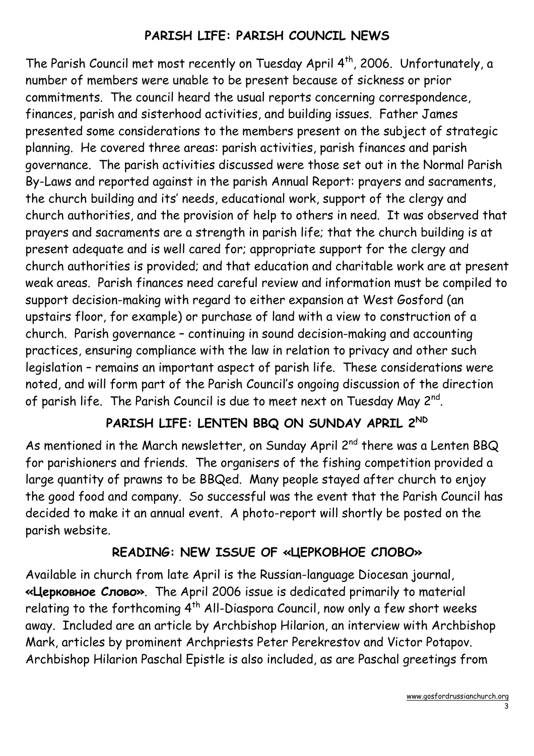## PARISH LIFE: PARISH COUNCIL NEWS

The Parish Council met most recently on Tuesday April 4th, 2006. Unfortunately, a number of members were unable to be present because of sickness or prior commitments. The council heard the usual reports concerning correspondence, finances, parish and sisterhood activities, and building issues. Father James presented some considerations to the members present on the subject of strategic planning. He covered three areas: parish activities, parish finances and parish governance. The parish activities discussed were those set out in the Normal Parish By-Laws and reported against in the parish Annual Report: prayers and sacraments, the church building and its' needs, educational work, support of the clergy and church authorities, and the provision of help to others in need. It was observed that prayers and sacraments are a strength in parish life; that the church building is at present adequate and is well cared for; appropriate support for the clergy and church authorities is provided; and that education and charitable work are at present weak areas. Parish finances need careful review and information must be compiled to support decision-making with regard to either expansion at West Gosford (an upstairs floor, for example) or purchase of land with a view to construction of a church. Parish governance – continuing in sound decision-making and accounting practices, ensuring compliance with the law in relation to privacy and other such legislation – remains an important aspect of parish life. These considerations were noted, and will form part of the Parish Council's ongoing discussion of the direction of parish life. The Parish Council is due to meet next on Tuesday May 2nd.

## PARISH LIFE: LENTEN BBQ ON SUNDAY APRIL 2ND

As mentioned in the March newsletter, on Sunday April 2nd there was a Lenten BBQ for parishioners and friends. The organisers of the fishing competition provided a large quantity of prawns to be BBQed. Many people stayed after church to enjoy the good food and company. So successful was the event that the Parish Council has decided to make it an annual event. A photo-report will shortly be posted on the parish website.

## READING: NEW ISSUE OF «ЦЕРКОВНОЕ СЛОВО»

Available in church from late April is the Russian-language Diocesan journal, **«Церковное Слово»**. The April 2006 issue is dedicated primarily to material relating to the forthcoming 4th All-Diaspora Council, now only a few short weeks away. Included are an article by Archbishop Hilarion, an interview with Archbishop Mark, articles by prominent Archpriests Peter Perekrestov and Victor Potapov. Archbishop Hilarion Paschal Epistle is also included, as are Paschal greetings from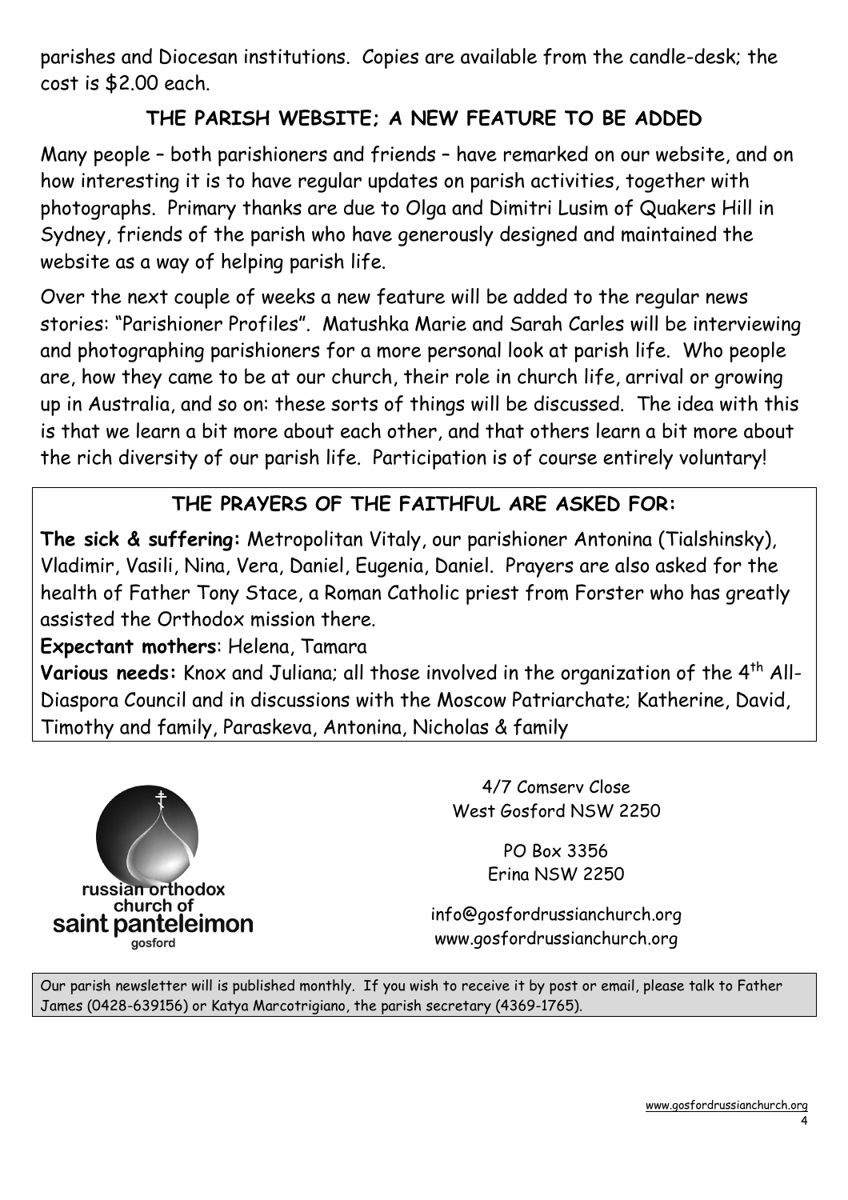parishes and Diocesan institutions. Copies are available from the candle-desk; the cost is $2.00 each.

## THE PARISH WEBSITE; A NEW FEATURE TO BE ADDED

Many people – both parishioners and friends – have remarked on our website, and on how interesting it is to have regular updates on parish activities, together with photographs. Primary thanks are due to Olga and Dimitri Lusim of Quakers Hill in Sydney, friends of the parish who have generously designed and maintained the website as a way of helping parish life.

Over the next couple of weeks a new feature will be added to the regular news stories: "Parishioner Profiles". Matushka Marie and Sarah Carles will be interviewing and photographing parishioners for a more personal look at parish life. Who people are, how they came to be at our church, their role in church life, arrival or growing up in Australia, and so on: these sorts of things will be discussed. The idea with this is that we learn a bit more about each other, and that others learn a bit more about the rich diversity of our parish life. Participation is of course entirely voluntary!

## THE PRAYERS OF THE FAITHFUL ARE ASKED FOR:

**The sick & suffering:** Metropolitan Vitaly, our parishioner Antonina (Tialshinsky), Vladimir, Vasili, Nina, Vera, Daniel, Eugenia, Daniel. Prayers are also asked for the health of Father Tony Stace, a Roman Catholic priest from Forster who has greatly assisted the Orthodox mission there.

**Expectant mothers**: Helena, Tamara

**Various needs:** Knox and Juliana; all those involved in the organization of the 4th All-Diaspora Council and in discussions with the Moscow Patriarchate; Katherine, David, Timothy and family, Paraskeva, Antonina, Nicholas & family

russian orthodox church of saint panteleimon gosford

4/7 Comserv Close
West Gosford NSW 2250

PO Box 3356
Erina NSW 2250

info@gosfordrussianchurch.org
www.gosfordrussianchurch.org

Our parish newsletter will is published monthly. If you wish to receive it by post or email, please talk to Father James (0428-639156) or Katya Marcotrigiano, the parish secretary (4369-1765).